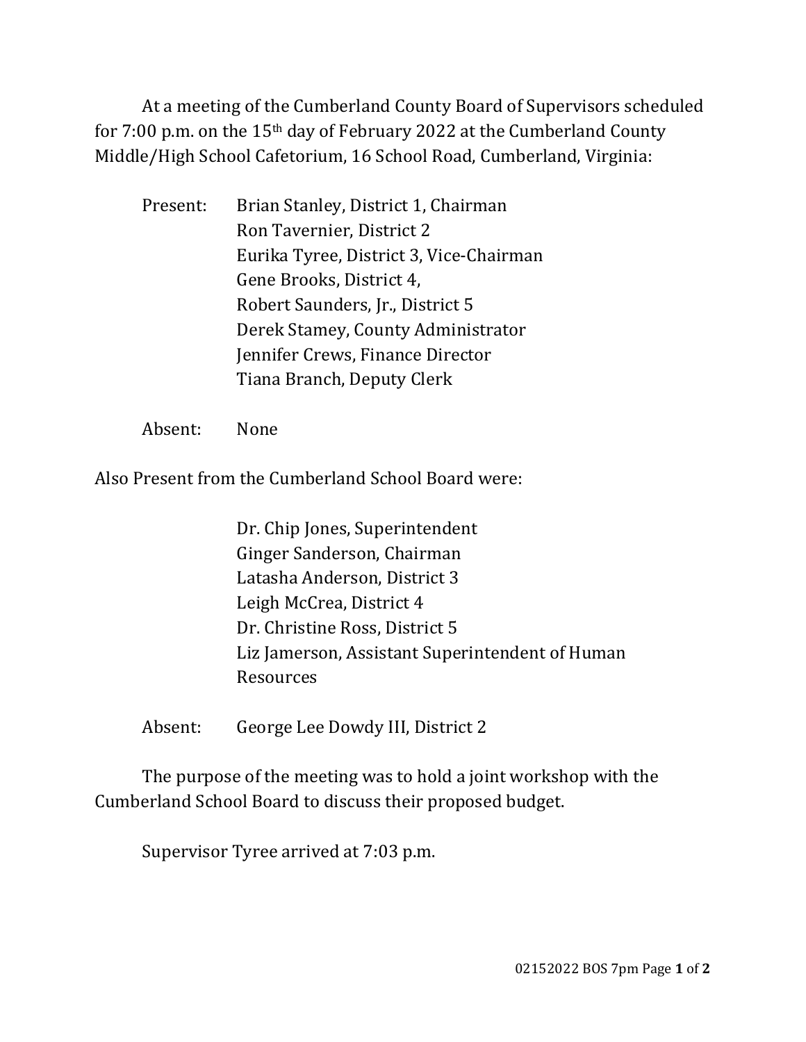At a meeting of the Cumberland County Board of Supervisors scheduled for 7:00 p.m. on the 15th day of February 2022 at the Cumberland County Middle/High School Cafetorium, 16 School Road, Cumberland, Virginia:

Present: Brian Stanley, District 1, Chairman
Ron Tavernier, District 2
Eurika Tyree, District 3, Vice-Chairman
Gene Brooks, District 4,
Robert Saunders, Jr., District 5
Derek Stamey, County Administrator
Jennifer Crews, Finance Director
Tiana Branch, Deputy Clerk

Absent: None

Also Present from the Cumberland School Board were:

Dr. Chip Jones, Superintendent
Ginger Sanderson, Chairman
Latasha Anderson, District 3
Leigh McCrea, District 4
Dr. Christine Ross, District 5
Liz Jamerson, Assistant Superintendent of Human Resources

Absent: George Lee Dowdy III, District 2

The purpose of the meeting was to hold a joint workshop with the Cumberland School Board to discuss their proposed budget.

Supervisor Tyree arrived at 7:03 p.m.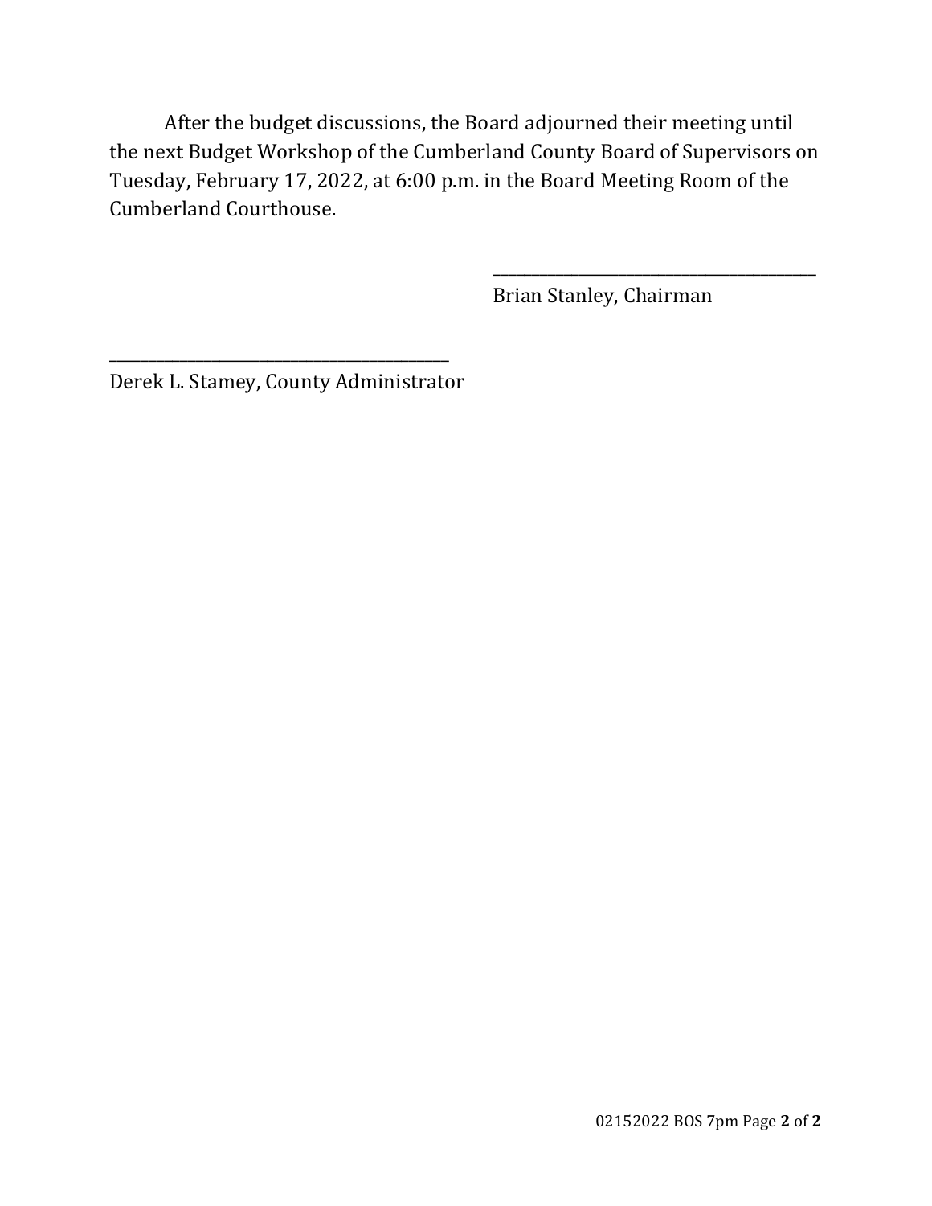After the budget discussions, the Board adjourned their meeting until the next Budget Workshop of the Cumberland County Board of Supervisors on Tuesday, February 17, 2022, at 6:00 p.m. in the Board Meeting Room of the Cumberland Courthouse.

\_\_\_\_\_\_\_\_\_\_\_\_\_\_\_\_\_\_\_\_\_\_\_\_\_\_\_\_\_\_\_\_\_\_\_\_\_\_\_\_
Brian Stanley, Chairman

\_\_\_\_\_\_\_\_\_\_\_\_\_\_\_\_\_\_\_\_\_\_\_\_\_\_\_\_\_\_\_\_\_\_\_\_\_\_\_\_
Derek L. Stamey, County Administrator